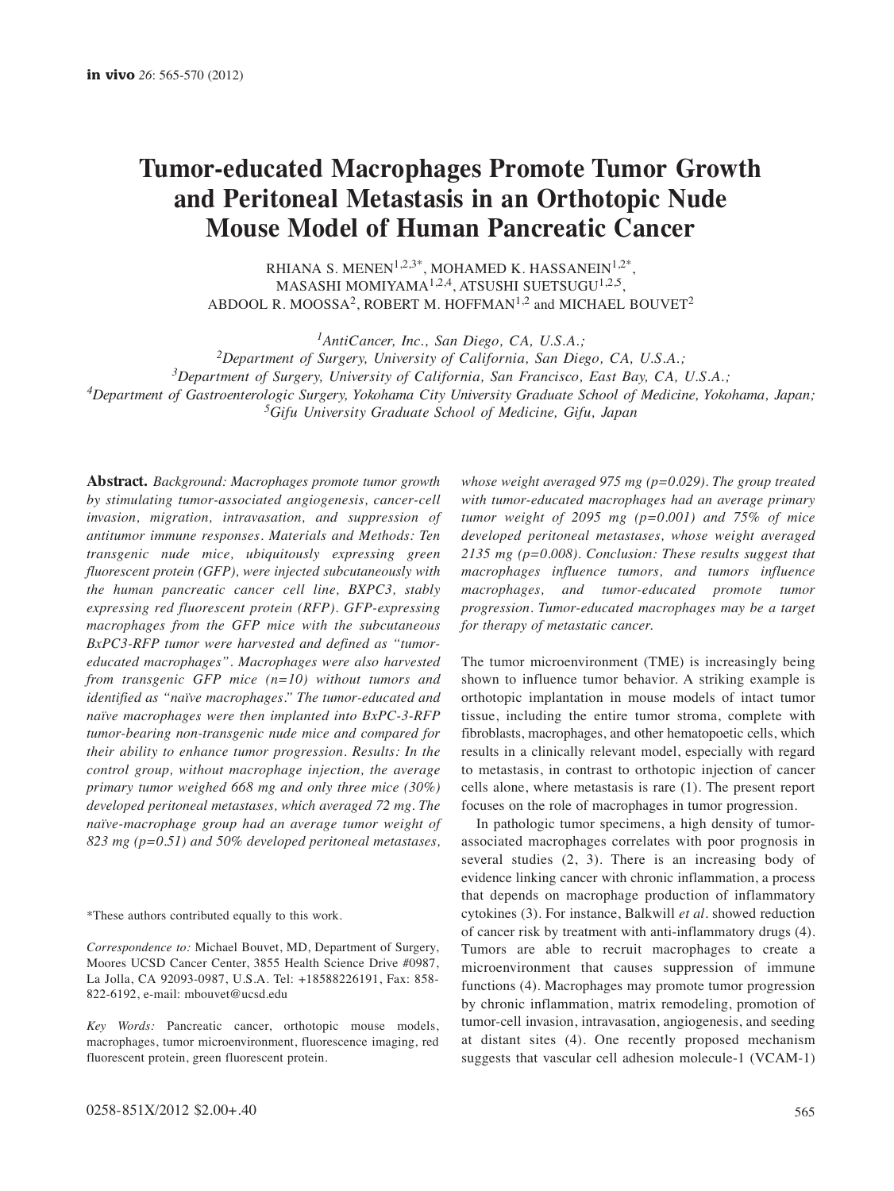# Tumor-educated Macrophages Promote Tumor Growth and Peritoneal Metastasis in an Orthotopic Nude Mouse Model of Human Pancreatic Cancer

RHIANA S. MENEN[1,2,3*], MOHAMED K. HASSANEIN[1,2*], MASASHI MOMIYAMA[1,2,4], ATSUSHI SUETSUGU[1,2,5], ABDOOL R. MOOSSA[2], ROBERT M. HOFFMAN[1,2] and MICHAEL BOUVET[2]

[1]*AntiCancer, Inc., San Diego, CA, U.S.A.;*
[2]*Department of Surgery, University of California, San Diego, CA, U.S.A.;*
[3]*Department of Surgery, University of California, San Francisco, East Bay, CA, U.S.A.;*
[4]*Department of Gastroenterologic Surgery, Yokohama City University Graduate School of Medicine, Yokohama, Japan;*
[5]*Gifu University Graduate School of Medicine, Gifu, Japan*

**Abstract.** *Background: Macrophages promote tumor growth by stimulating tumor-associated angiogenesis, cancer-cell invasion, migration, intravasation, and suppression of antitumor immune responses. Materials and Methods: Ten transgenic nude mice, ubiquitously expressing green fluorescent protein (GFP), were injected subcutaneously with the human pancreatic cancer cell line, BXPC3, stably expressing red fluorescent protein (RFP). GFP-expressing macrophages from the GFP mice with the subcutaneous BxPC3-RFP tumor were harvested and defined as "tumor-educated macrophages". Macrophages were also harvested from transgenic GFP mice (n=10) without tumors and identified as "naïve macrophages." The tumor-educated and naïve macrophages were then implanted into BxPC-3-RFP tumor-bearing non-transgenic nude mice and compared for their ability to enhance tumor progression. Results: In the control group, without macrophage injection, the average primary tumor weighed 668 mg and only three mice (30%) developed peritoneal metastases, which averaged 72 mg. The naïve-macrophage group had an average tumor weight of 823 mg (p=0.51) and 50% developed peritoneal metastases, whose weight averaged 975 mg (p=0.029). The group treated with tumor-educated macrophages had an average primary tumor weight of 2095 mg (p=0.001) and 75% of mice developed peritoneal metastases, whose weight averaged 2135 mg (p=0.008). Conclusion: These results suggest that macrophages influence tumors, and tumors influence macrophages, and tumor-educated promote tumor progression. Tumor-educated macrophages may be a target for therapy of metastatic cancer.*

\*These authors contributed equally to this work.

*Correspondence to:* Michael Bouvet, MD, Department of Surgery, Moores UCSD Cancer Center, 3855 Health Science Drive #0987, La Jolla, CA 92093-0987, U.S.A. Tel: +18588226191, Fax: 858-822-6192, e-mail: mbouvet@ucsd.edu

*Key Words:* Pancreatic cancer, orthotopic mouse models, macrophages, tumor microenvironment, fluorescence imaging, red fluorescent protein, green fluorescent protein.

The tumor microenvironment (TME) is increasingly being shown to influence tumor behavior. A striking example is orthotopic implantation in mouse models of intact tumor tissue, including the entire tumor stroma, complete with fibroblasts, macrophages, and other hematopoetic cells, which results in a clinically relevant model, especially with regard to metastasis, in contrast to orthotopic injection of cancer cells alone, where metastasis is rare (1). The present report focuses on the role of macrophages in tumor progression.

In pathologic tumor specimens, a high density of tumor-associated macrophages correlates with poor prognosis in several studies (2, 3). There is an increasing body of evidence linking cancer with chronic inflammation, a process that depends on macrophage production of inflammatory cytokines (3). For instance, Balkwill *et al*. showed reduction of cancer risk by treatment with anti-inflammatory drugs (4). Tumors are able to recruit macrophages to create a microenvironment that causes suppression of immune functions (4). Macrophages may promote tumor progression by chronic inflammation, matrix remodeling, promotion of tumor-cell invasion, intravasation, angiogenesis, and seeding at distant sites (4). One recently proposed mechanism suggests that vascular cell adhesion molecule-1 (VCAM-1)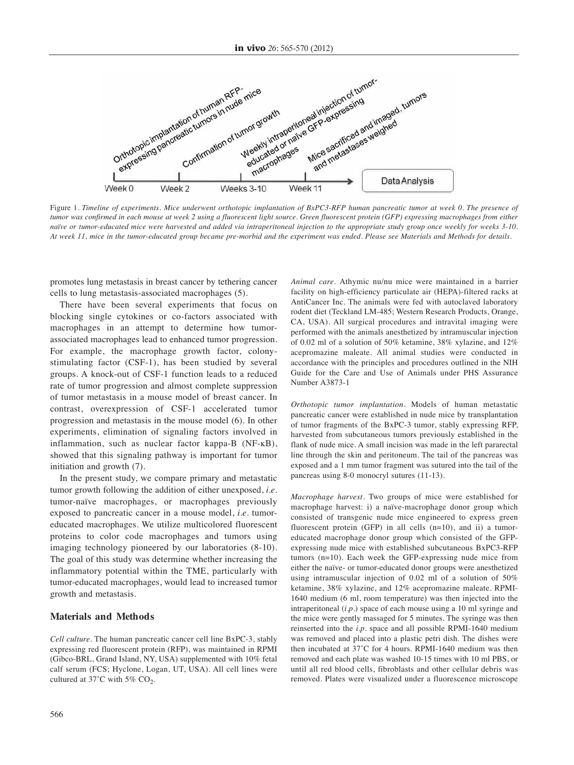Figure 1. *Timeline of experiments. Mice underwent orthotopic implantation of BxPC3-RFP human pancreatic tumor at week 0. The presence of tumor was confirmed in each mouse at week 2 using a fluorescent light source. Green fluorescent protein (GFP) expressing macrophages from either naïve or tumor-educated mice were harvested and added via intraperitoneal injection to the appropriate study group once weekly for weeks 3-10. At week 11, mice in the tumor-educated group became pre-morbid and the experiment was ended. Please see Materials and Methods for details.*

promotes lung metastasis in breast cancer by tethering cancer cells to lung metastasis-associated macrophages (5).

There have been several experiments that focus on blocking single cytokines or co-factors associated with macrophages in an attempt to determine how tumor-associated macrophages lead to enhanced tumor progression. For example, the macrophage growth factor, colony-stimulating factor (CSF-1), has been studied by several groups. A knock-out of CSF-1 function leads to a reduced rate of tumor progression and almost complete suppression of tumor metastasis in a mouse model of breast cancer. In contrast, overexpression of CSF-1 accelerated tumor progression and metastasis in the mouse model (6). In other experiments, elimination of signaling factors involved in inflammation, such as nuclear factor kappa-B (NF-κB), showed that this signaling pathway is important for tumor initiation and growth (7).

In the present study, we compare primary and metastatic tumor growth following the addition of either unexposed, *i.e.* tumor-naïve macrophages, or macrophages previously exposed to pancreatic cancer in a mouse model, *i.e.* tumor-educated macrophages. We utilize multicolored fluorescent proteins to color code macrophages and tumors using imaging technology pioneered by our laboratories (8-10). The goal of this study was to determine whether increasing the inflammatory potential within the TME, particularly with tumor-educated macrophages, would lead to increased tumor growth and metastasis.

## Materials and Methods

*Cell culture.* The human pancreatic cancer cell line BxPC-3, stably expressing red fluorescent protein (RFP), was maintained in RPMI (Gibco-BRL, Grand Island, NY, USA) supplemented with 10% fetal calf serum (FCS; Hyclone, Logan, UT, USA). All cell lines were cultured at 37˚C with 5% $CO_2$.

*Animal care.* Athymic nu/nu mice were maintained in a barrier facility on high-efficiency particulate air (HEPA)-filtered racks at AntiCancer Inc. The animals were fed with autoclaved laboratory rodent diet (Teckland LM-485; Western Research Products, Orange, CA, USA). All surgical procedures and intravital imaging were performed with the animals anesthetized by intramuscular injection of 0.02 ml of a solution of 50% ketamine, 38% xylazine, and 12% acepromazine maleate. All animal studies were conducted in accordance with the principles and procedures outlined in the NIH Guide for the Care and Use of Animals under PHS Assurance Number A3873-1

*Orthotopic tumor implantation.* Models of human metastatic pancreatic cancer were established in nude mice by transplantation of tumor fragments of the BxPC-3 tumor, stably expressing RFP, harvested from subcutaneous tumors previously established in the flank of nude mice. A small incision was made in the left pararectal line through the skin and peritoneum. The tail of the pancreas was exposed and a 1 mm tumor fragment was sutured into the tail of the pancreas using 8-0 monocryl sutures (11-13).

*Macrophage harvest.* Two groups of mice were established for macrophage harvest: i) a naïve-macrophage donor group which consisted of transgenic nude mice engineered to express green fluorescent protein (GFP) in all cells (n=10), and ii) a tumor-educated macrophage donor group which consisted of the GFP-expressing nude mice with established subcutaneous BxPC3-RFP tumors (n=10). Each week the GFP-expressing nude mice from either the naïve- or tumor-educated donor groups were anesthetized using intramuscular injection of 0.02 ml of a solution of 50% ketamine, 38% xylazine, and 12% acepromazine maleate. RPMI-1640 medium (6 ml, room temperature) was then injected into the intraperitoneal (*i.p.*) space of each mouse using a 10 ml syringe and the mice were gently massaged for 5 minutes. The syringe was then reinserted into the *i.p.* space and all possible RPMI-1640 medium was removed and placed into a plastic petri dish. The dishes were then incubated at 37˚C for 4 hours. RPMI-1640 medium was then removed and each plate was washed 10-15 times with 10 ml PBS, or until all red blood cells, fibroblasts and other cellular debris was removed. Plates were visualized under a fluorescence microscope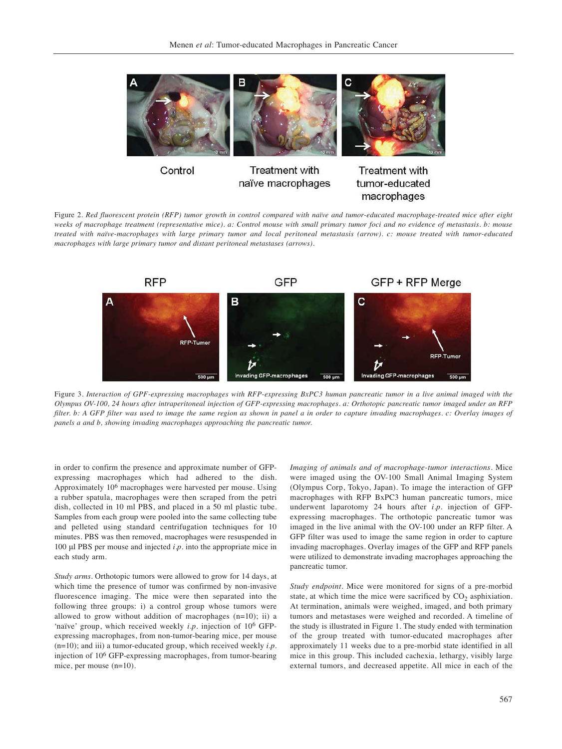Figure 2. *Red fluorescent protein (RFP) tumor growth in control compared with naïve and tumor-educated macrophage-treated mice after eight weeks of macrophage treatment (representative mice). a: Control mouse with small primary tumor foci and no evidence of metastasis. b: mouse treated with naïve-macrophages with large primary tumor and local peritoneal metastasis (arrow). c: mouse treated with tumor-educated macrophages with large primary tumor and distant peritoneal metastases (arrows).*

Figure 3. *Interaction of GPF-expressing macrophages with RFP-expressing BxPC3 human pancreatic tumor in a live animal imaged with the Olympus OV-100, 24 hours after intraperitoneal injection of GFP-expressing macrophages. a: Orthotopic pancreatic tumor imaged under an RFP filter. b: A GFP filter was used to image the same region as shown in panel a in order to capture invading macrophages. c: Overlay images of panels a and b, showing invading macrophages approaching the pancreatic tumor.*

in order to confirm the presence and approximate number of GFP-expressing macrophages which had adhered to the dish. Approximately $10^6$ macrophages were harvested per mouse. Using a rubber spatula, macrophages were then scraped from the petri dish, collected in 10 ml PBS, and placed in a 50 ml plastic tube. Samples from each group were pooled into the same collecting tube and pelleted using standard centrifugation techniques for 10 minutes. PBS was then removed, macrophages were resuspended in 100 µl PBS per mouse and injected *i.p.* into the appropriate mice in each study arm.

*Study arms*. Orthotopic tumors were allowed to grow for 14 days, at which time the presence of tumor was confirmed by non-invasive fluorescence imaging. The mice were then separated into the following three groups: i) a control group whose tumors were allowed to grow without addition of macrophages (n=10); ii) a 'naïve' group, which received weekly *i.p.* injection of $10^6$ GFP-expressing macrophages, from non-tumor-bearing mice, per mouse (n=10); and iii) a tumor-educated group, which received weekly *i.p.* injection of $10^6$ GFP-expressing macrophages, from tumor-bearing mice, per mouse (n=10).

*Imaging of animals and of macrophage-tumor interactions*. Mice were imaged using the OV-100 Small Animal Imaging System (Olympus Corp, Tokyo, Japan). To image the interaction of GFP macrophages with RFP BxPC3 human pancreatic tumors, mice underwent laparotomy 24 hours after *i.p.* injection of GFP-expressing macrophages. The orthotopic pancreatic tumor was imaged in the live animal with the OV-100 under an RFP filter. A GFP filter was used to image the same region in order to capture invading macrophages. Overlay images of the GFP and RFP panels were utilized to demonstrate invading macrophages approaching the pancreatic tumor.

*Study endpoint*. Mice were monitored for signs of a pre-morbid state, at which time the mice were sacrificed by $CO_2$ asphixiation. At termination, animals were weighed, imaged, and both primary tumors and metastases were weighed and recorded. A timeline of the study is illustrated in Figure 1. The study ended with termination of the group treated with tumor-educated macrophages after approximately 11 weeks due to a pre-morbid state identified in all mice in this group. This included cachexia, lethargy, visibly large external tumors, and decreased appetite. All mice in each of the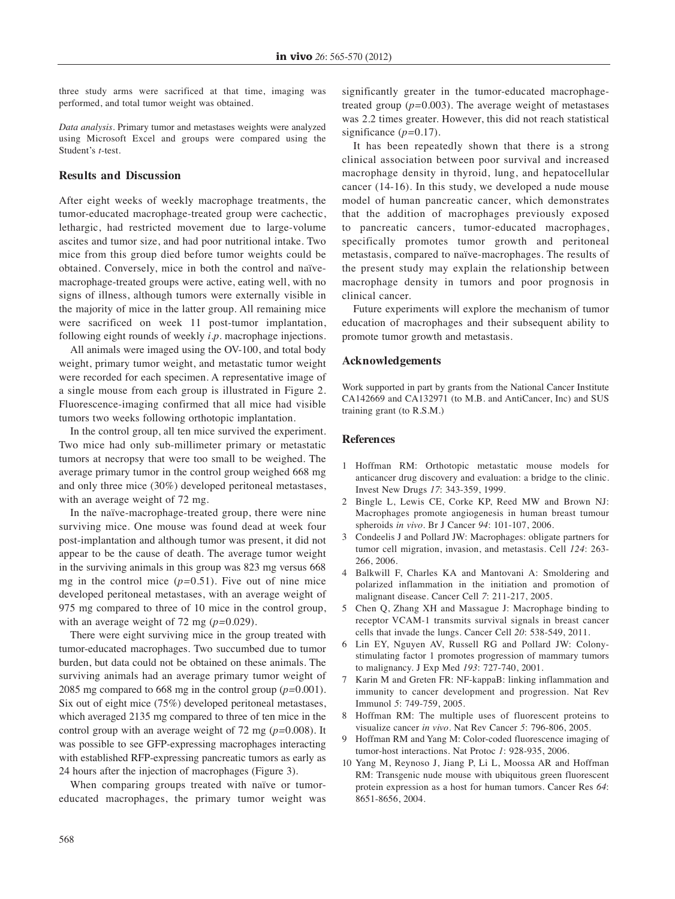three study arms were sacrificed at that time, imaging was performed, and total tumor weight was obtained.

*Data analysis*. Primary tumor and metastases weights were analyzed using Microsoft Excel and groups were compared using the Student's *t*-test.

## Results and Discussion

After eight weeks of weekly macrophage treatments, the tumor-educated macrophage-treated group were cachectic, lethargic, had restricted movement due to large-volume ascites and tumor size, and had poor nutritional intake. Two mice from this group died before tumor weights could be obtained. Conversely, mice in both the control and naïve-macrophage-treated groups were active, eating well, with no signs of illness, although tumors were externally visible in the majority of mice in the latter group. All remaining mice were sacrificed on week 11 post-tumor implantation, following eight rounds of weekly *i.p.* macrophage injections.

All animals were imaged using the OV-100, and total body weight, primary tumor weight, and metastatic tumor weight were recorded for each specimen. A representative image of a single mouse from each group is illustrated in Figure 2. Fluorescence-imaging confirmed that all mice had visible tumors two weeks following orthotopic implantation.

In the control group, all ten mice survived the experiment. Two mice had only sub-millimeter primary or metastatic tumors at necropsy that were too small to be weighed. The average primary tumor in the control group weighed 668 mg and only three mice (30%) developed peritoneal metastases, with an average weight of 72 mg.

In the naïve-macrophage-treated group, there were nine surviving mice. One mouse was found dead at week four post-implantation and although tumor was present, it did not appear to be the cause of death. The average tumor weight in the surviving animals in this group was 823 mg versus 668 mg in the control mice ($p$=0.51). Five out of nine mice developed peritoneal metastases, with an average weight of 975 mg compared to three of 10 mice in the control group, with an average weight of 72 mg ($p$=0.029).

There were eight surviving mice in the group treated with tumor-educated macrophages. Two succumbed due to tumor burden, but data could not be obtained on these animals. The surviving animals had an average primary tumor weight of 2085 mg compared to 668 mg in the control group ($p$=0.001). Six out of eight mice (75%) developed peritoneal metastases, which averaged 2135 mg compared to three of ten mice in the control group with an average weight of 72 mg ($p$=0.008). It was possible to see GFP-expressing macrophages interacting with established RFP-expressing pancreatic tumors as early as 24 hours after the injection of macrophages (Figure 3).

When comparing groups treated with naïve or tumor-educated macrophages, the primary tumor weight was significantly greater in the tumor-educated macrophage-treated group ($p$=0.003). The average weight of metastases was 2.2 times greater. However, this did not reach statistical significance ($p$=0.17).

It has been repeatedly shown that there is a strong clinical association between poor survival and increased macrophage density in thyroid, lung, and hepatocellular cancer (14-16). In this study, we developed a nude mouse model of human pancreatic cancer, which demonstrates that the addition of macrophages previously exposed to pancreatic cancers, tumor-educated macrophages, specifically promotes tumor growth and peritoneal metastasis, compared to naïve-macrophages. The results of the present study may explain the relationship between macrophage density in tumors and poor prognosis in clinical cancer.

Future experiments will explore the mechanism of tumor education of macrophages and their subsequent ability to promote tumor growth and metastasis.

## Acknowledgements

Work supported in part by grants from the National Cancer Institute CA142669 and CA132971 (to M.B. and AntiCancer, Inc) and SUS training grant (to R.S.M.)

## References

1 Hoffman RM: Orthotopic metastatic mouse models for anticancer drug discovery and evaluation: a bridge to the clinic. Invest New Drugs *17*: 343-359, 1999.

2 Bingle L, Lewis CE, Corke KP, Reed MW and Brown NJ: Macrophages promote angiogenesis in human breast tumour spheroids *in vivo*. Br J Cancer *94*: 101-107, 2006.

3 Condeelis J and Pollard JW: Macrophages: obligate partners for tumor cell migration, invasion, and metastasis. Cell *124*: 263-266, 2006.

4 Balkwill F, Charles KA and Mantovani A: Smoldering and polarized inflammation in the initiation and promotion of malignant disease. Cancer Cell *7*: 211-217, 2005.

5 Chen Q, Zhang XH and Massague J: Macrophage binding to receptor VCAM-1 transmits survival signals in breast cancer cells that invade the lungs. Cancer Cell *20*: 538-549, 2011.

6 Lin EY, Nguyen AV, Russell RG and Pollard JW: Colony-stimulating factor 1 promotes progression of mammary tumors to malignancy. J Exp Med *193*: 727-740, 2001.

7 Karin M and Greten FR: NF-kappaB: linking inflammation and immunity to cancer development and progression. Nat Rev Immunol *5*: 749-759, 2005.

8 Hoffman RM: The multiple uses of fluorescent proteins to visualize cancer *in vivo*. Nat Rev Cancer *5*: 796-806, 2005.

9 Hoffman RM and Yang M: Color-coded fluorescence imaging of tumor-host interactions. Nat Protoc *1*: 928-935, 2006.

10 Yang M, Reynoso J, Jiang P, Li L, Moossa AR and Hoffman RM: Transgenic nude mouse with ubiquitous green fluorescent protein expression as a host for human tumors. Cancer Res *64*: 8651-8656, 2004.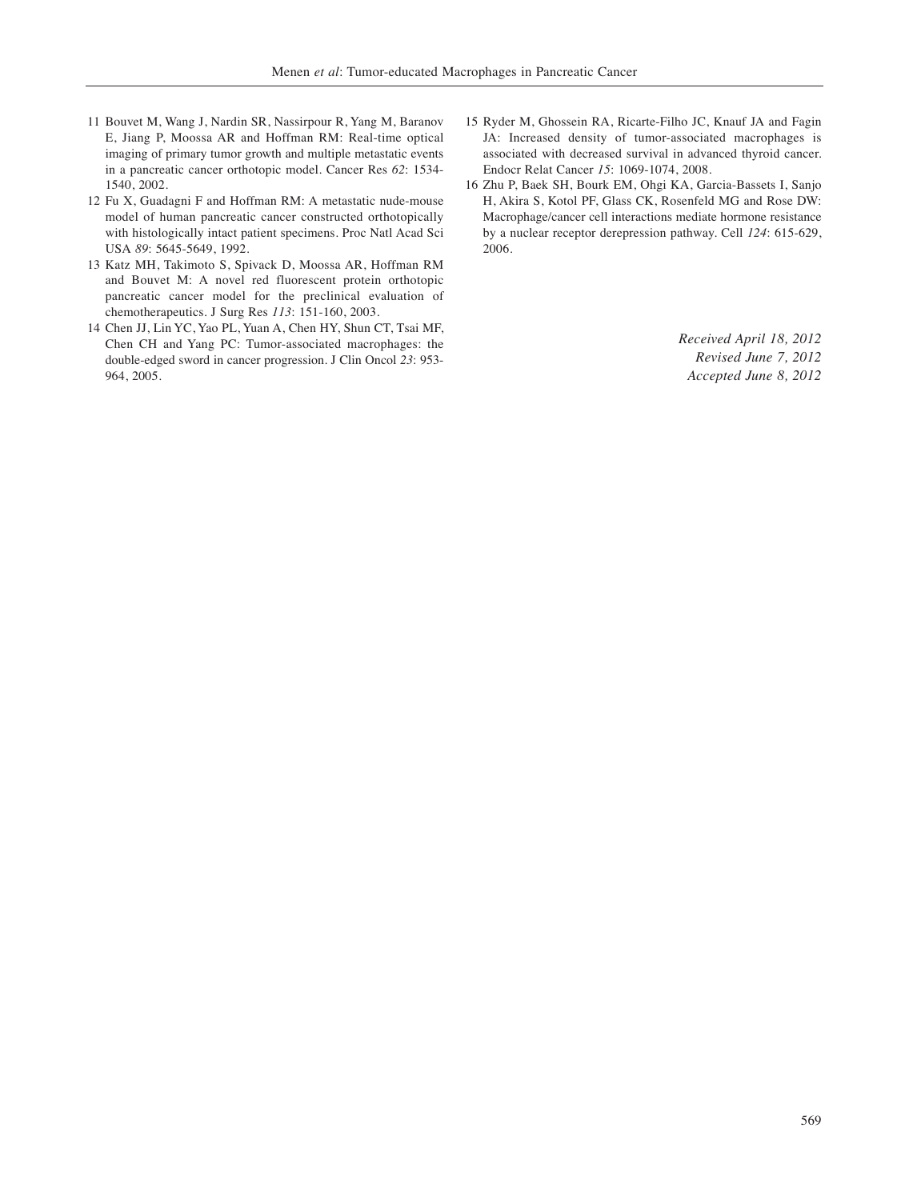11 Bouvet M, Wang J, Nardin SR, Nassirpour R, Yang M, Baranov E, Jiang P, Moossa AR and Hoffman RM: Real-time optical imaging of primary tumor growth and multiple metastatic events in a pancreatic cancer orthotopic model. Cancer Res *62*: 1534-1540, 2002.

12 Fu X, Guadagni F and Hoffman RM: A metastatic nude-mouse model of human pancreatic cancer constructed orthotopically with histologically intact patient specimens. Proc Natl Acad Sci USA *89*: 5645-5649, 1992.

13 Katz MH, Takimoto S, Spivack D, Moossa AR, Hoffman RM and Bouvet M: A novel red fluorescent protein orthotopic pancreatic cancer model for the preclinical evaluation of chemotherapeutics. J Surg Res *113*: 151-160, 2003.

14 Chen JJ, Lin YC, Yao PL, Yuan A, Chen HY, Shun CT, Tsai MF, Chen CH and Yang PC: Tumor-associated macrophages: the double-edged sword in cancer progression. J Clin Oncol *23*: 953-964, 2005.

15 Ryder M, Ghossein RA, Ricarte-Filho JC, Knauf JA and Fagin JA: Increased density of tumor-associated macrophages is associated with decreased survival in advanced thyroid cancer. Endocr Relat Cancer *15*: 1069-1074, 2008.

16 Zhu P, Baek SH, Bourk EM, Ohgi KA, Garcia-Bassets I, Sanjo H, Akira S, Kotol PF, Glass CK, Rosenfeld MG and Rose DW: Macrophage/cancer cell interactions mediate hormone resistance by a nuclear receptor derepression pathway. Cell *124*: 615-629, 2006.

*Received April 18, 2012*
*Revised June 7, 2012*
*Accepted June 8, 2012*